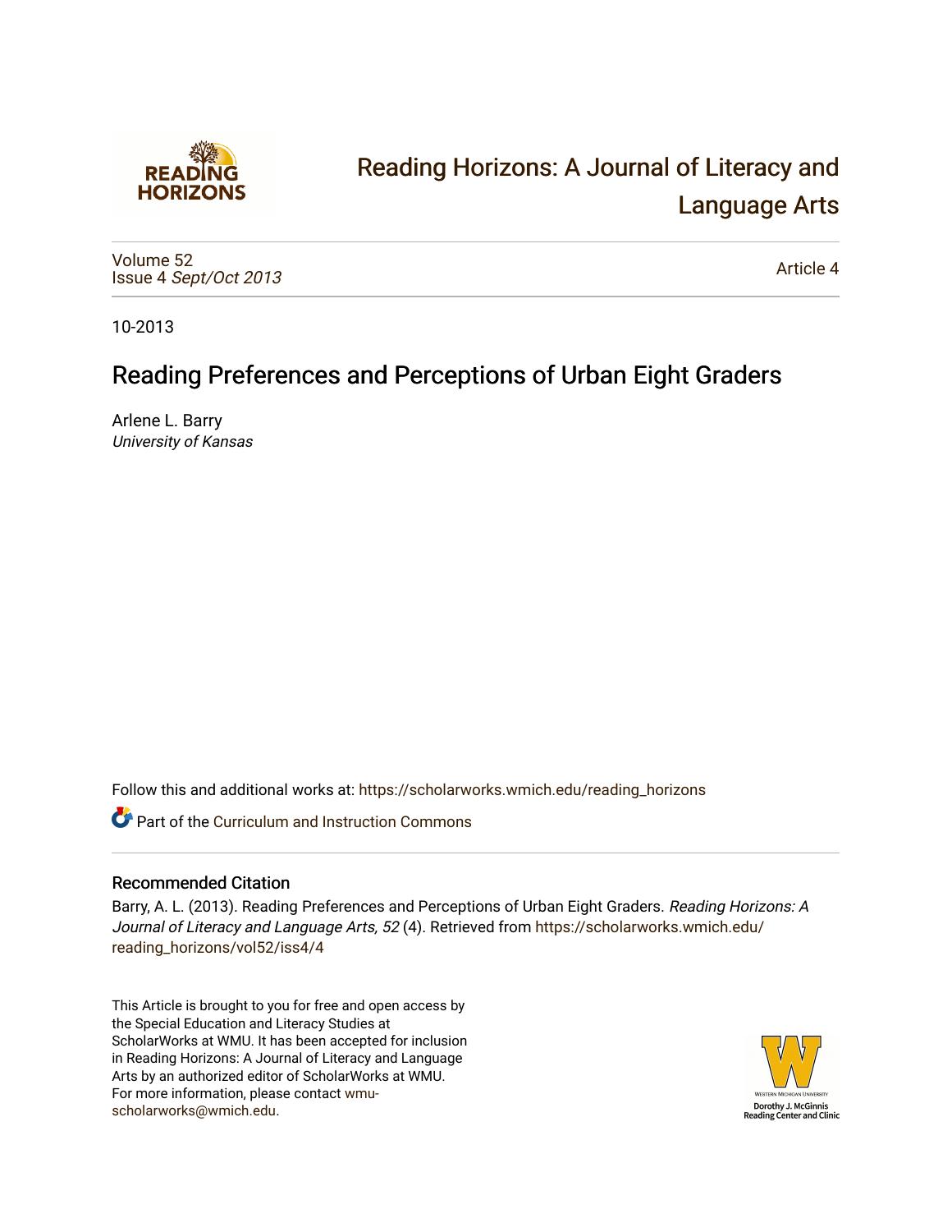# Reading Horizons: A Journal of Literacy and Language Arts

Volume 52
Issue 4 *Sept/Oct 2013*

Article 4

10-2013

## Reading Preferences and Perceptions of Urban Eight Graders

Arlene L. Barry
*University of Kansas*

Follow this and additional works at: https://scholarworks.wmich.edu/reading_horizons

Part of the Curriculum and Instruction Commons

### Recommended Citation

Barry, A. L. (2013). Reading Preferences and Perceptions of Urban Eight Graders. *Reading Horizons: A Journal of Literacy and Language Arts, 52* (4). Retrieved from https://scholarworks.wmich.edu/reading_horizons/vol52/iss4/4

This Article is brought to you for free and open access by the Special Education and Literacy Studies at ScholarWorks at WMU. It has been accepted for inclusion in Reading Horizons: A Journal of Literacy and Language Arts by an authorized editor of ScholarWorks at WMU. For more information, please contact wmu-scholarworks@wmich.edu.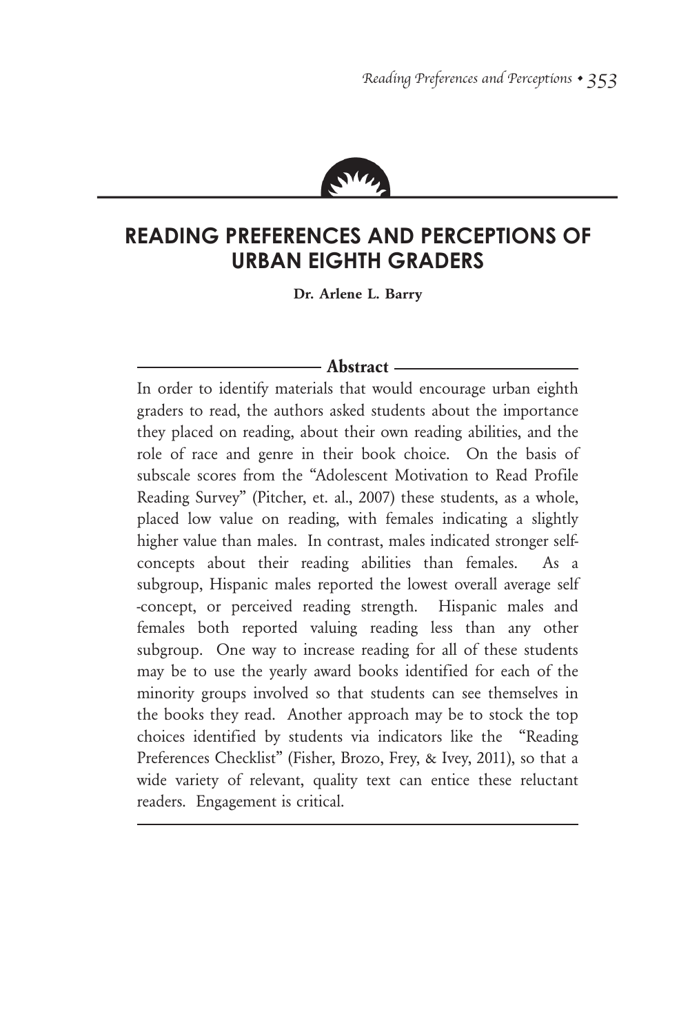# READING PREFERENCES AND PERCEPTIONS OF URBAN EIGHTH GRADERS

**Dr. Arlene L. Barry**

## Abstract

In order to identify materials that would encourage urban eighth graders to read, the authors asked students about the importance they placed on reading, about their own reading abilities, and the role of race and genre in their book choice. On the basis of subscale scores from the "Adolescent Motivation to Read Profile Reading Survey" (Pitcher, et. al., 2007) these students, as a whole, placed low value on reading, with females indicating a slightly higher value than males. In contrast, males indicated stronger self-concepts about their reading abilities than females. As a subgroup, Hispanic males reported the lowest overall average self -concept, or perceived reading strength. Hispanic males and females both reported valuing reading less than any other subgroup. One way to increase reading for all of these students may be to use the yearly award books identified for each of the minority groups involved so that students can see themselves in the books they read. Another approach may be to stock the top choices identified by students via indicators like the "Reading Preferences Checklist" (Fisher, Brozo, Frey, & Ivey, 2011), so that a wide variety of relevant, quality text can entice these reluctant readers. Engagement is critical.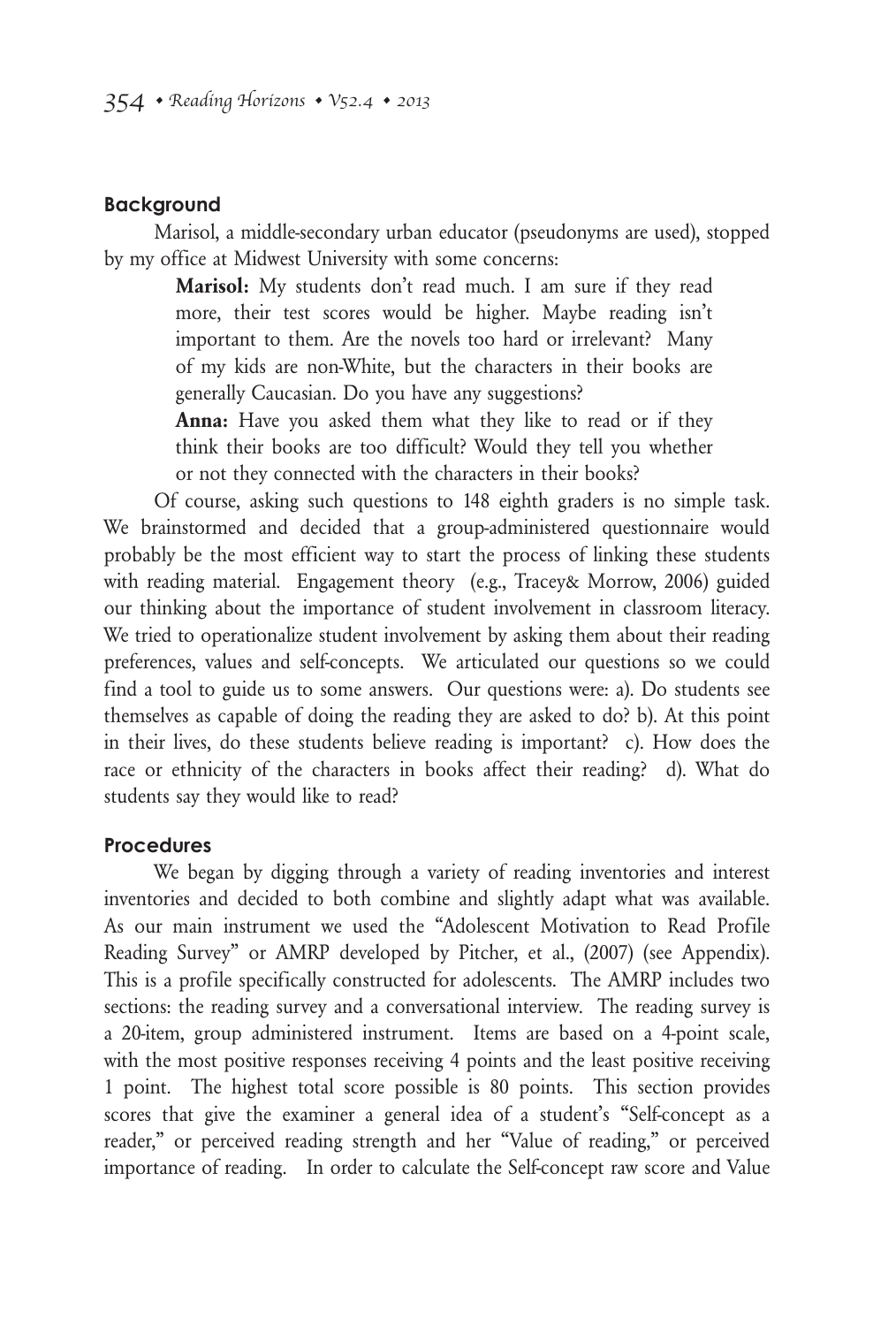## Background

Marisol, a middle-secondary urban educator (pseudonyms are used), stopped by my office at Midwest University with some concerns:

> **Marisol:** My students don't read much. I am sure if they read more, their test scores would be higher. Maybe reading isn't important to them. Are the novels too hard or irrelevant? Many of my kids are non-White, but the characters in their books are generally Caucasian. Do you have any suggestions?
>
> **Anna:** Have you asked them what they like to read or if they think their books are too difficult? Would they tell you whether or not they connected with the characters in their books?

Of course, asking such questions to 148 eighth graders is no simple task. We brainstormed and decided that a group-administered questionnaire would probably be the most efficient way to start the process of linking these students with reading material. Engagement theory (e.g., Tracey& Morrow, 2006) guided our thinking about the importance of student involvement in classroom literacy. We tried to operationalize student involvement by asking them about their reading preferences, values and self-concepts. We articulated our questions so we could find a tool to guide us to some answers. Our questions were: a). Do students see themselves as capable of doing the reading they are asked to do? b). At this point in their lives, do these students believe reading is important? c). How does the race or ethnicity of the characters in books affect their reading? d). What do students say they would like to read?

## Procedures

We began by digging through a variety of reading inventories and interest inventories and decided to both combine and slightly adapt what was available. As our main instrument we used the "Adolescent Motivation to Read Profile Reading Survey" or AMRP developed by Pitcher, et al., (2007) (see Appendix). This is a profile specifically constructed for adolescents. The AMRP includes two sections: the reading survey and a conversational interview. The reading survey is a 20-item, group administered instrument. Items are based on a 4-point scale, with the most positive responses receiving 4 points and the least positive receiving 1 point. The highest total score possible is 80 points. This section provides scores that give the examiner a general idea of a student's "Self-concept as a reader," or perceived reading strength and her "Value of reading," or perceived importance of reading. In order to calculate the Self-concept raw score and Value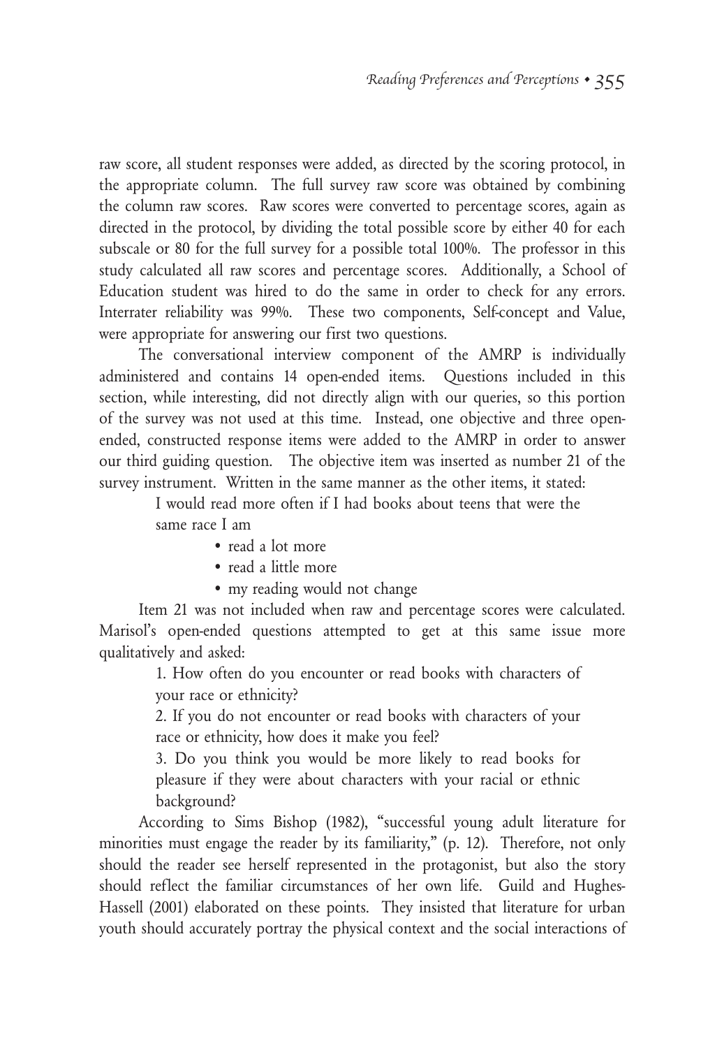raw score, all student responses were added, as directed by the scoring protocol, in the appropriate column. The full survey raw score was obtained by combining the column raw scores. Raw scores were converted to percentage scores, again as directed in the protocol, by dividing the total possible score by either 40 for each subscale or 80 for the full survey for a possible total 100%. The professor in this study calculated all raw scores and percentage scores. Additionally, a School of Education student was hired to do the same in order to check for any errors. Interrater reliability was 99%. These two components, Self-concept and Value, were appropriate for answering our first two questions.

The conversational interview component of the AMRP is individually administered and contains 14 open-ended items. Questions included in this section, while interesting, did not directly align with our queries, so this portion of the survey was not used at this time. Instead, one objective and three open-ended, constructed response items were added to the AMRP in order to answer our third guiding question. The objective item was inserted as number 21 of the survey instrument. Written in the same manner as the other items, it stated:

> I would read more often if I had books about teens that were the same race I am
>
> - read a lot more
> - read a little more
> - my reading would not change

Item 21 was not included when raw and percentage scores were calculated. Marisol's open-ended questions attempted to get at this same issue more qualitatively and asked:

> 1. How often do you encounter or read books with characters of your race or ethnicity?
> 2. If you do not encounter or read books with characters of your race or ethnicity, how does it make you feel?
> 3. Do you think you would be more likely to read books for pleasure if they were about characters with your racial or ethnic background?

According to Sims Bishop (1982), "successful young adult literature for minorities must engage the reader by its familiarity," (p. 12). Therefore, not only should the reader see herself represented in the protagonist, but also the story should reflect the familiar circumstances of her own life. Guild and Hughes-Hassell (2001) elaborated on these points. They insisted that literature for urban youth should accurately portray the physical context and the social interactions of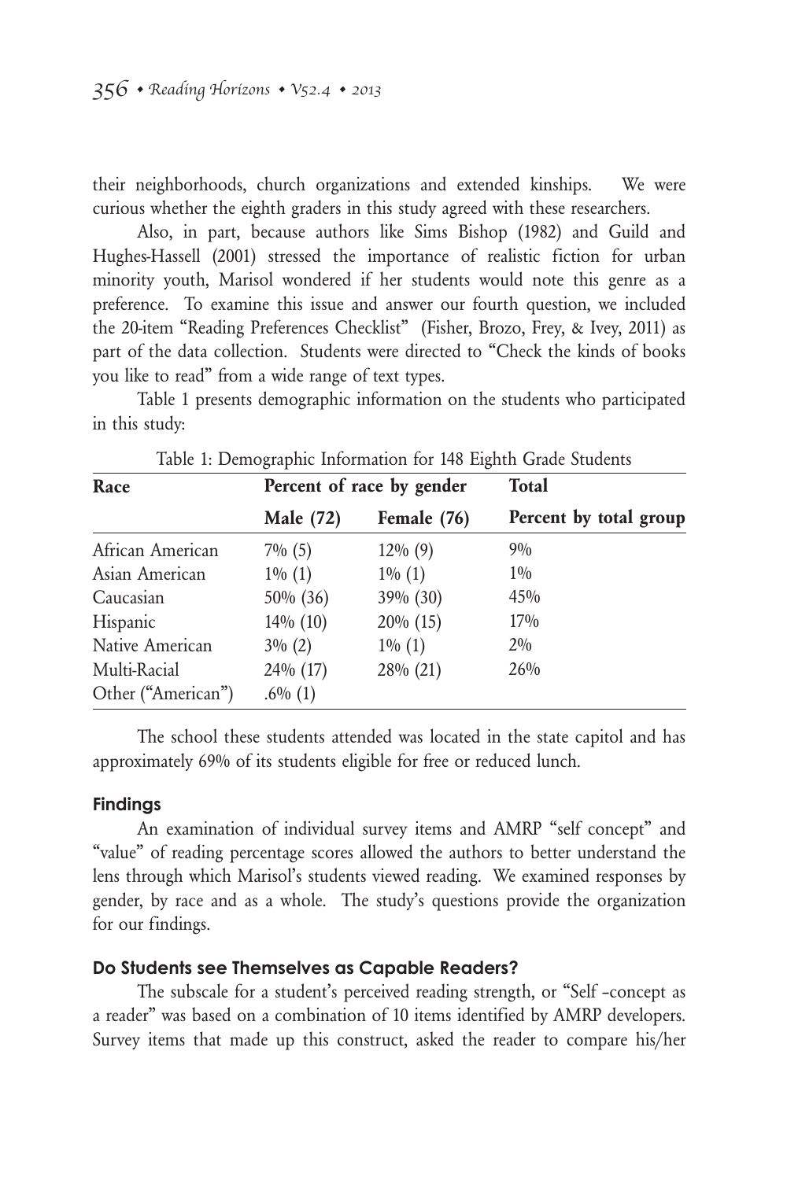their neighborhoods, church organizations and extended kinships. We were curious whether the eighth graders in this study agreed with these researchers.

Also, in part, because authors like Sims Bishop (1982) and Guild and Hughes-Hassell (2001) stressed the importance of realistic fiction for urban minority youth, Marisol wondered if her students would note this genre as a preference. To examine this issue and answer our fourth question, we included the 20-item "Reading Preferences Checklist" (Fisher, Brozo, Frey, & Ivey, 2011) as part of the data collection. Students were directed to "Check the kinds of books you like to read" from a wide range of text types.

Table 1 presents demographic information on the students who participated in this study:

Table 1: Demographic Information for 148 Eighth Grade Students

| Race | Percent of race by gender | | Total |
|---|---|---|---|
| | Male (72) | Female (76) | Percent by total group |
| African American | 7% (5) | 12% (9) | 9% |
| Asian American | 1% (1) | 1% (1) | 1% |
| Caucasian | 50% (36) | 39% (30) | 45% |
| Hispanic | 14% (10) | 20% (15) | 17% |
| Native American | 3% (2) | 1% (1) | 2% |
| Multi-Racial | 24% (17) | 28% (21) | 26% |
| Other ("American") | .6% (1) | | |

The school these students attended was located in the state capitol and has approximately 69% of its students eligible for free or reduced lunch.

## Findings

An examination of individual survey items and AMRP "self concept" and "value" of reading percentage scores allowed the authors to better understand the lens through which Marisol's students viewed reading. We examined responses by gender, by race and as a whole. The study's questions provide the organization for our findings.

### Do Students see Themselves as Capable Readers?

The subscale for a student's perceived reading strength, or "Self –concept as a reader" was based on a combination of 10 items identified by AMRP developers. Survey items that made up this construct, asked the reader to compare his/her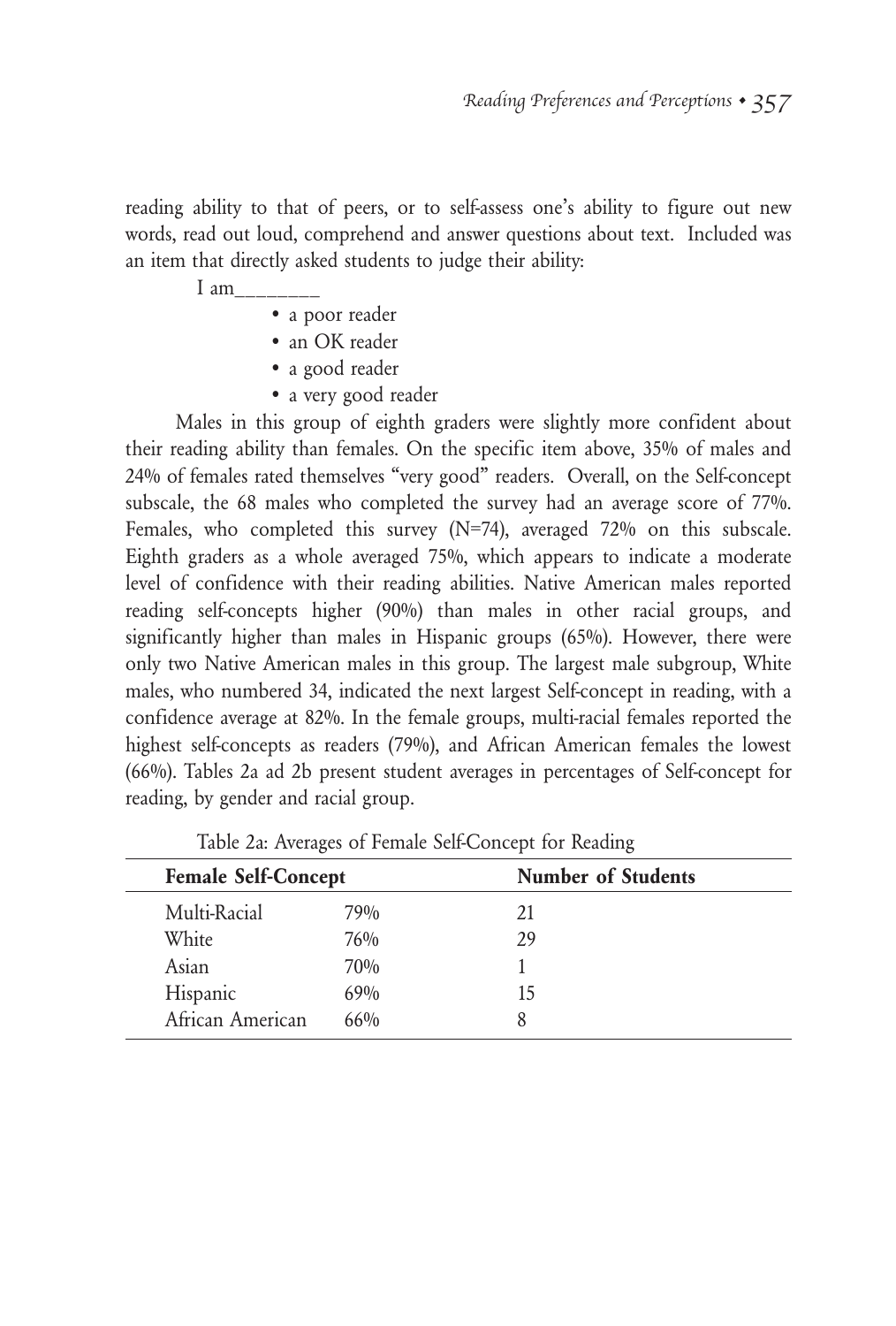reading ability to that of peers, or to self-assess one's ability to figure out new words, read out loud, comprehend and answer questions about text. Included was an item that directly asked students to judge their ability:

I am________

- a poor reader
- an OK reader
- a good reader
- a very good reader

Males in this group of eighth graders were slightly more confident about their reading ability than females. On the specific item above, 35% of males and 24% of females rated themselves "very good" readers. Overall, on the Self-concept subscale, the 68 males who completed the survey had an average score of 77%. Females, who completed this survey (N=74), averaged 72% on this subscale. Eighth graders as a whole averaged 75%, which appears to indicate a moderate level of confidence with their reading abilities. Native American males reported reading self-concepts higher (90%) than males in other racial groups, and significantly higher than males in Hispanic groups (65%). However, there were only two Native American males in this group. The largest male subgroup, White males, who numbered 34, indicated the next largest Self-concept in reading, with a confidence average at 82%. In the female groups, multi-racial females reported the highest self-concepts as readers (79%), and African American females the lowest (66%). Tables 2a ad 2b present student averages in percentages of Self-concept for reading, by gender and racial group.

Table 2a: Averages of Female Self-Concept for Reading

| Female Self-Concept | | Number of Students |
|---|---|---|
| Multi-Racial | 79% | 21 |
| White | 76% | 29 |
| Asian | 70% | 1 |
| Hispanic | 69% | 15 |
| African American | 66% | 8 |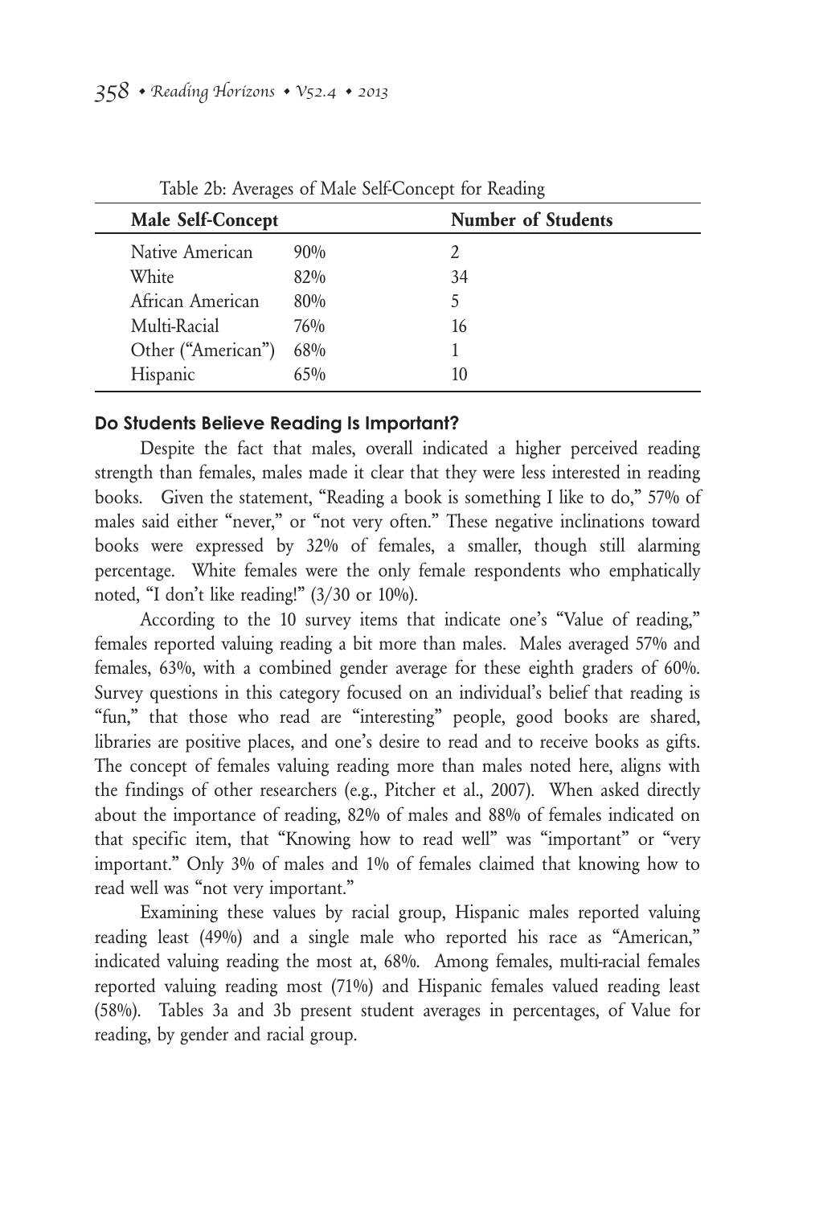Table 2b: Averages of Male Self-Concept for Reading

| Male Self-Concept | | Number of Students |
|---|---|---|
| Native American | 90% | 2 |
| White | 82% | 34 |
| African American | 80% | 5 |
| Multi-Racial | 76% | 16 |
| Other ("American") | 68% | 1 |
| Hispanic | 65% | 10 |

#### Do Students Believe Reading Is Important?

Despite the fact that males, overall indicated a higher perceived reading strength than females, males made it clear that they were less interested in reading books. Given the statement, "Reading a book is something I like to do," 57% of males said either "never," or "not very often." These negative inclinations toward books were expressed by 32% of females, a smaller, though still alarming percentage. White females were the only female respondents who emphatically noted, "I don't like reading!" (3/30 or 10%).

According to the 10 survey items that indicate one's "Value of reading," females reported valuing reading a bit more than males. Males averaged 57% and females, 63%, with a combined gender average for these eighth graders of 60%. Survey questions in this category focused on an individual's belief that reading is "fun," that those who read are "interesting" people, good books are shared, libraries are positive places, and one's desire to read and to receive books as gifts. The concept of females valuing reading more than males noted here, aligns with the findings of other researchers (e.g., Pitcher et al., 2007). When asked directly about the importance of reading, 82% of males and 88% of females indicated on that specific item, that "Knowing how to read well" was "important" or "very important." Only 3% of males and 1% of females claimed that knowing how to read well was "not very important."

Examining these values by racial group, Hispanic males reported valuing reading least (49%) and a single male who reported his race as "American," indicated valuing reading the most at, 68%. Among females, multi-racial females reported valuing reading most (71%) and Hispanic females valued reading least (58%). Tables 3a and 3b present student averages in percentages, of Value for reading, by gender and racial group.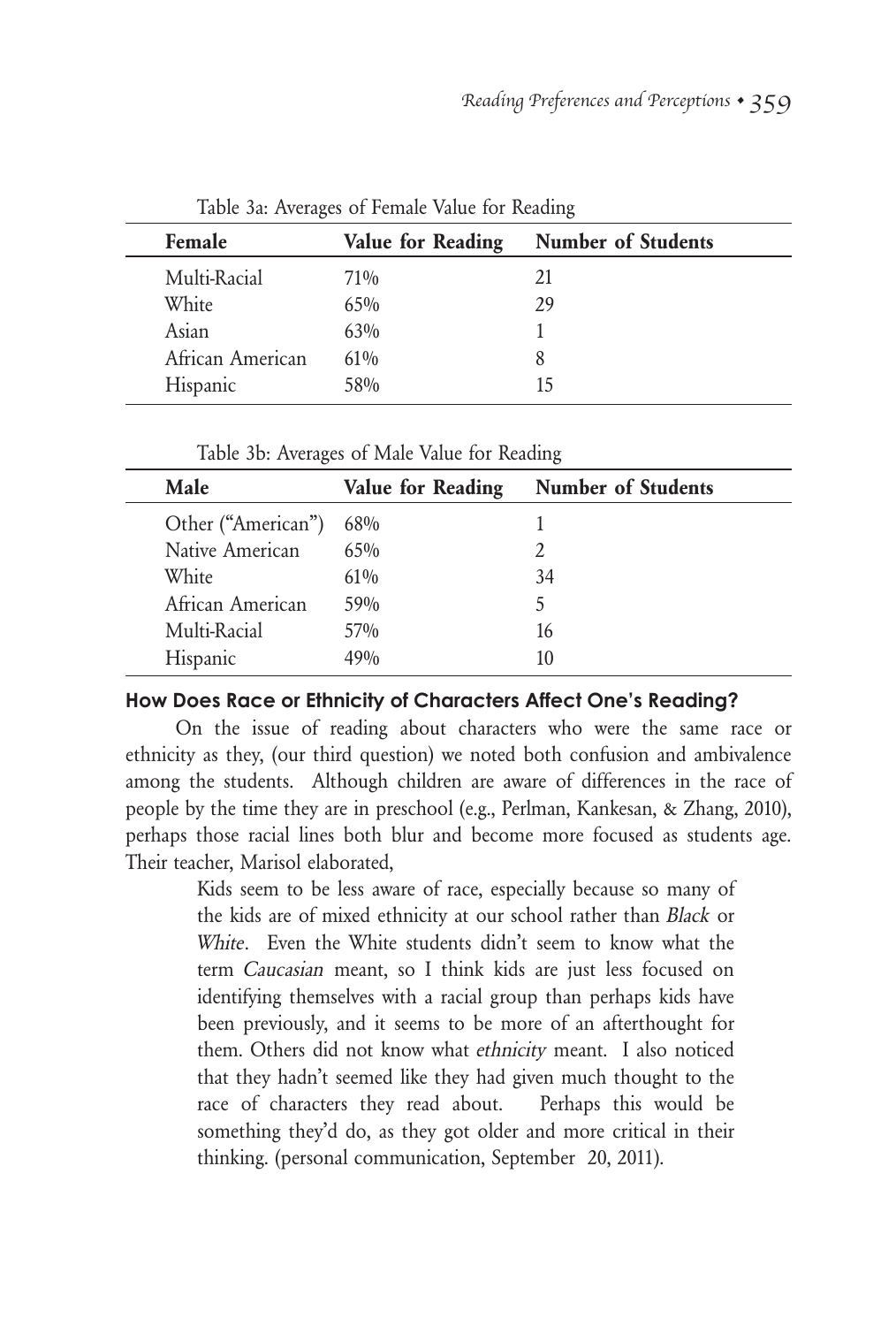Table 3a: Averages of Female Value for Reading

| Female | Value for Reading | Number of Students |
|---|---|---|
| Multi-Racial | 71% | 21 |
| White | 65% | 29 |
| Asian | 63% | 1 |
| African American | 61% | 8 |
| Hispanic | 58% | 15 |

Table 3b: Averages of Male Value for Reading

| Male | Value for Reading | Number of Students |
|---|---|---|
| Other ("American") | 68% | 1 |
| Native American | 65% | 2 |
| White | 61% | 34 |
| African American | 59% | 5 |
| Multi-Racial | 57% | 16 |
| Hispanic | 49% | 10 |

### How Does Race or Ethnicity of Characters Affect One's Reading?

On the issue of reading about characters who were the same race or ethnicity as they, (our third question) we noted both confusion and ambivalence among the students. Although children are aware of differences in the race of people by the time they are in preschool (e.g., Perlman, Kankesan, & Zhang, 2010), perhaps those racial lines both blur and become more focused as students age. Their teacher, Marisol elaborated,

> Kids seem to be less aware of race, especially because so many of the kids are of mixed ethnicity at our school rather than *Black* or *White*. Even the White students didn't seem to know what the term *Caucasian* meant, so I think kids are just less focused on identifying themselves with a racial group than perhaps kids have been previously, and it seems to be more of an afterthought for them. Others did not know what *ethnicity* meant. I also noticed that they hadn't seemed like they had given much thought to the race of characters they read about. Perhaps this would be something they'd do, as they got older and more critical in their thinking. (personal communication, September 20, 2011).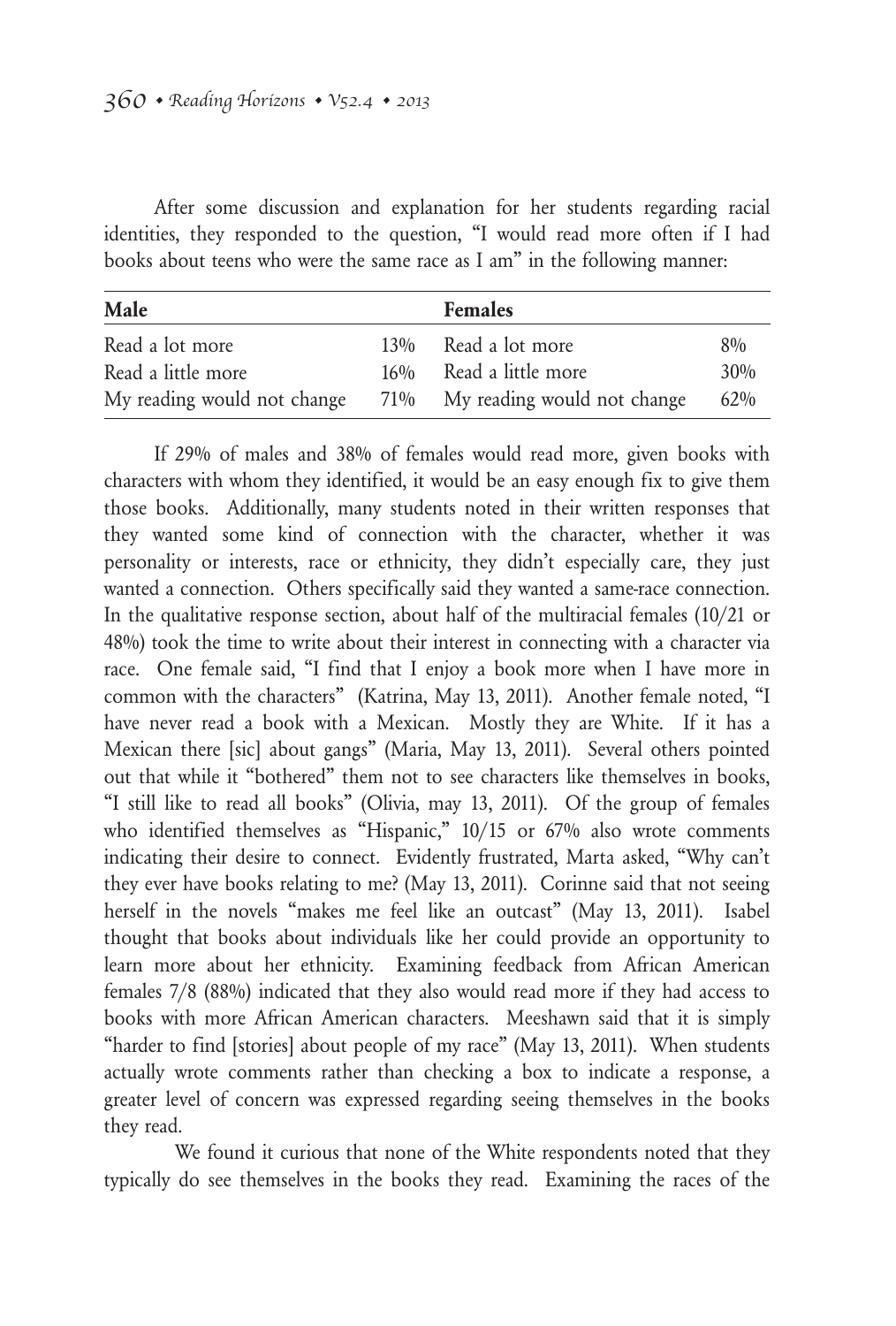After some discussion and explanation for her students regarding racial identities, they responded to the question, "I would read more often if I had books about teens who were the same race as I am" in the following manner:

| Male | | Females | |
|---|---|---|---|
| Read a lot more | 13% | Read a lot more | 8% |
| Read a little more | 16% | Read a little more | 30% |
| My reading would not change | 71% | My reading would not change | 62% |

If 29% of males and 38% of females would read more, given books with characters with whom they identified, it would be an easy enough fix to give them those books. Additionally, many students noted in their written responses that they wanted some kind of connection with the character, whether it was personality or interests, race or ethnicity, they didn't especially care, they just wanted a connection. Others specifically said they wanted a same-race connection. In the qualitative response section, about half of the multiracial females (10/21 or 48%) took the time to write about their interest in connecting with a character via race. One female said, "I find that I enjoy a book more when I have more in common with the characters" (Katrina, May 13, 2011). Another female noted, "I have never read a book with a Mexican. Mostly they are White. If it has a Mexican there [sic] about gangs" (Maria, May 13, 2011). Several others pointed out that while it "bothered" them not to see characters like themselves in books, "I still like to read all books" (Olivia, may 13, 2011). Of the group of females who identified themselves as "Hispanic," 10/15 or 67% also wrote comments indicating their desire to connect. Evidently frustrated, Marta asked, "Why can't they ever have books relating to me? (May 13, 2011). Corinne said that not seeing herself in the novels "makes me feel like an outcast" (May 13, 2011). Isabel thought that books about individuals like her could provide an opportunity to learn more about her ethnicity. Examining feedback from African American females 7/8 (88%) indicated that they also would read more if they had access to books with more African American characters. Meeshawn said that it is simply "harder to find [stories] about people of my race" (May 13, 2011). When students actually wrote comments rather than checking a box to indicate a response, a greater level of concern was expressed regarding seeing themselves in the books they read.

We found it curious that none of the White respondents noted that they typically do see themselves in the books they read. Examining the races of the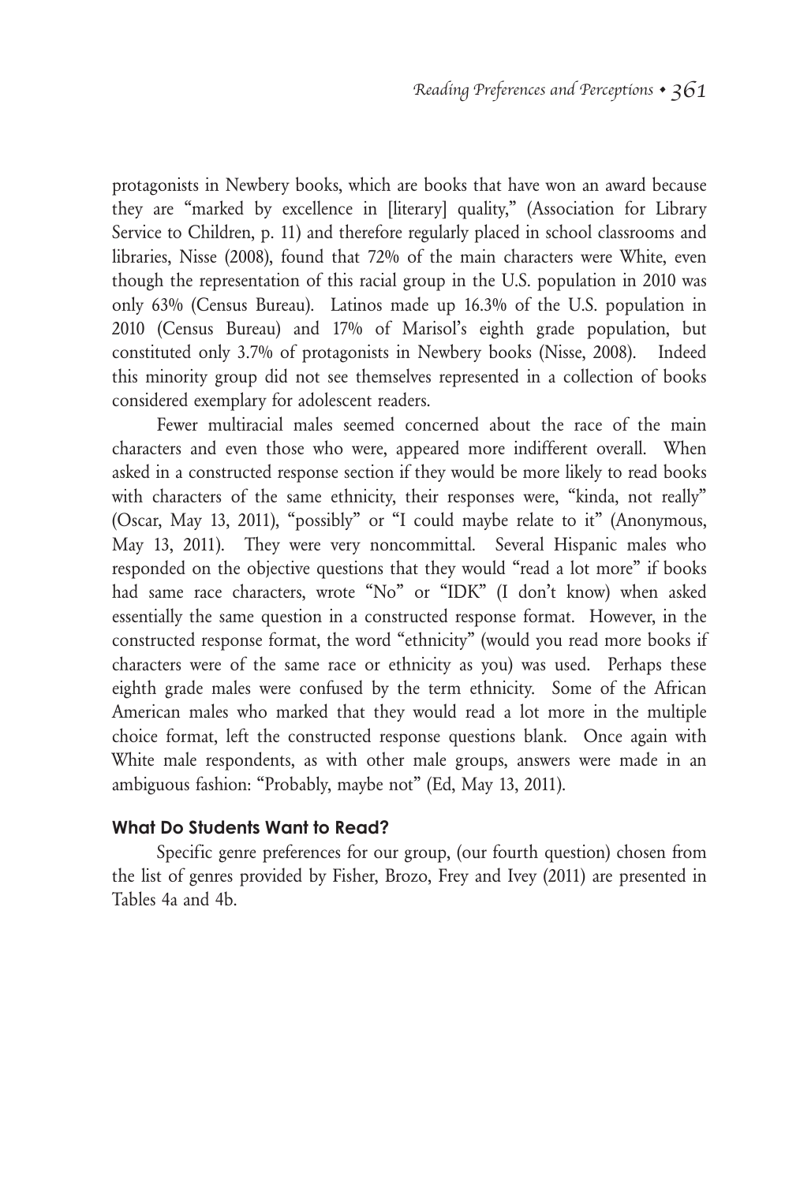protagonists in Newbery books, which are books that have won an award because they are "marked by excellence in [literary] quality," (Association for Library Service to Children, p. 11) and therefore regularly placed in school classrooms and libraries, Nisse (2008), found that 72% of the main characters were White, even though the representation of this racial group in the U.S. population in 2010 was only 63% (Census Bureau). Latinos made up 16.3% of the U.S. population in 2010 (Census Bureau) and 17% of Marisol's eighth grade population, but constituted only 3.7% of protagonists in Newbery books (Nisse, 2008). Indeed this minority group did not see themselves represented in a collection of books considered exemplary for adolescent readers.

Fewer multiracial males seemed concerned about the race of the main characters and even those who were, appeared more indifferent overall. When asked in a constructed response section if they would be more likely to read books with characters of the same ethnicity, their responses were, "kinda, not really" (Oscar, May 13, 2011), "possibly" or "I could maybe relate to it" (Anonymous, May 13, 2011). They were very noncommittal. Several Hispanic males who responded on the objective questions that they would "read a lot more" if books had same race characters, wrote "No" or "IDK" (I don't know) when asked essentially the same question in a constructed response format. However, in the constructed response format, the word "ethnicity" (would you read more books if characters were of the same race or ethnicity as you) was used. Perhaps these eighth grade males were confused by the term ethnicity. Some of the African American males who marked that they would read a lot more in the multiple choice format, left the constructed response questions blank. Once again with White male respondents, as with other male groups, answers were made in an ambiguous fashion: "Probably, maybe not" (Ed, May 13, 2011).

### What Do Students Want to Read?

Specific genre preferences for our group, (our fourth question) chosen from the list of genres provided by Fisher, Brozo, Frey and Ivey (2011) are presented in Tables 4a and 4b.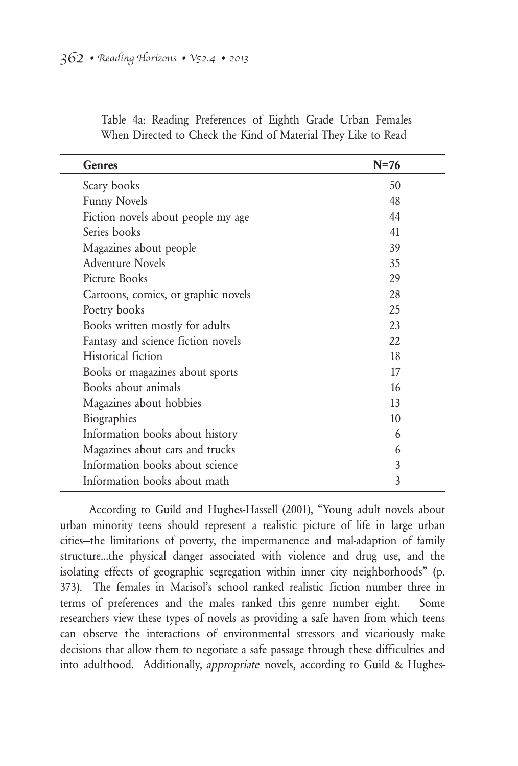Table 4a: Reading Preferences of Eighth Grade Urban Females When Directed to Check the Kind of Material They Like to Read

| Genres | N=76 |
|---|---|
| Scary books | 50 |
| Funny Novels | 48 |
| Fiction novels about people my age | 44 |
| Series books | 41 |
| Magazines about people | 39 |
| Adventure Novels | 35 |
| Picture Books | 29 |
| Cartoons, comics, or graphic novels | 28 |
| Poetry books | 25 |
| Books written mostly for adults | 23 |
| Fantasy and science fiction novels | 22 |
| Historical fiction | 18 |
| Books or magazines about sports | 17 |
| Books about animals | 16 |
| Magazines about hobbies | 13 |
| Biographies | 10 |
| Information books about history | 6 |
| Magazines about cars and trucks | 6 |
| Information books about science | 3 |
| Information books about math | 3 |

According to Guild and Hughes-Hassell (2001), "Young adult novels about urban minority teens should represent a realistic picture of life in large urban cities—the limitations of poverty, the impermanence and mal-adaption of family structure...the physical danger associated with violence and drug use, and the isolating effects of geographic segregation within inner city neighborhoods" (p. 373). The females in Marisol's school ranked realistic fiction number three in terms of preferences and the males ranked this genre number eight. Some researchers view these types of novels as providing a safe haven from which teens can observe the interactions of environmental stressors and vicariously make decisions that allow them to negotiate a safe passage through these difficulties and into adulthood. Additionally, *appropriate* novels, according to Guild & Hughes-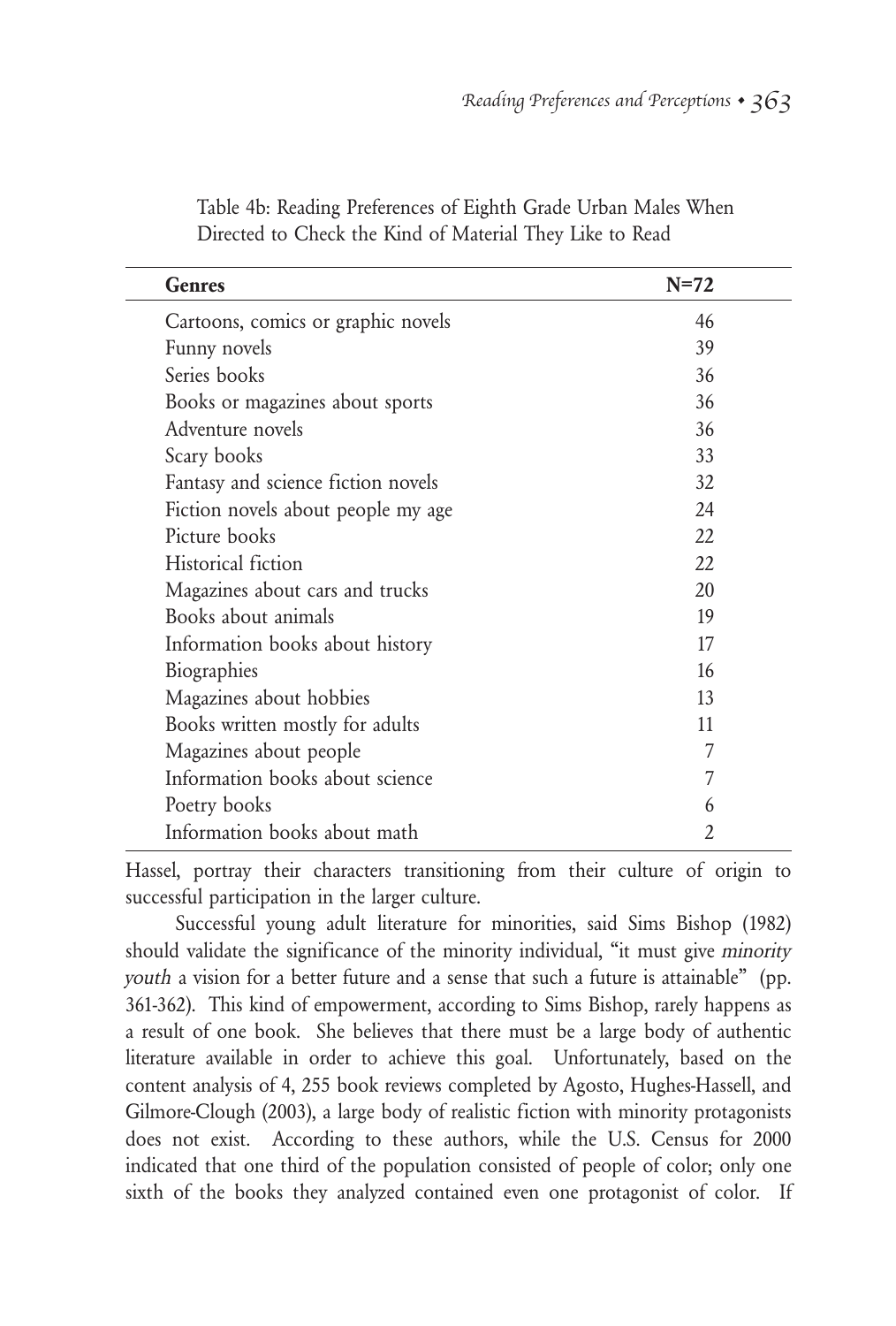Table 4b: Reading Preferences of Eighth Grade Urban Males When Directed to Check the Kind of Material They Like to Read

| Genres | N=72 |
| --- | --- |
| Cartoons, comics or graphic novels | 46 |
| Funny novels | 39 |
| Series books | 36 |
| Books or magazines about sports | 36 |
| Adventure novels | 36 |
| Scary books | 33 |
| Fantasy and science fiction novels | 32 |
| Fiction novels about people my age | 24 |
| Picture books | 22 |
| Historical fiction | 22 |
| Magazines about cars and trucks | 20 |
| Books about animals | 19 |
| Information books about history | 17 |
| Biographies | 16 |
| Magazines about hobbies | 13 |
| Books written mostly for adults | 11 |
| Magazines about people | 7 |
| Information books about science | 7 |
| Poetry books | 6 |
| Information books about math | 2 |

Hassel, portray their characters transitioning from their culture of origin to successful participation in the larger culture.

Successful young adult literature for minorities, said Sims Bishop (1982) should validate the significance of the minority individual, "it must give *minority youth* a vision for a better future and a sense that such a future is attainable" (pp. 361-362). This kind of empowerment, according to Sims Bishop, rarely happens as a result of one book. She believes that there must be a large body of authentic literature available in order to achieve this goal. Unfortunately, based on the content analysis of 4, 255 book reviews completed by Agosto, Hughes-Hassell, and Gilmore-Clough (2003), a large body of realistic fiction with minority protagonists does not exist. According to these authors, while the U.S. Census for 2000 indicated that one third of the population consisted of people of color; only one sixth of the books they analyzed contained even one protagonist of color. If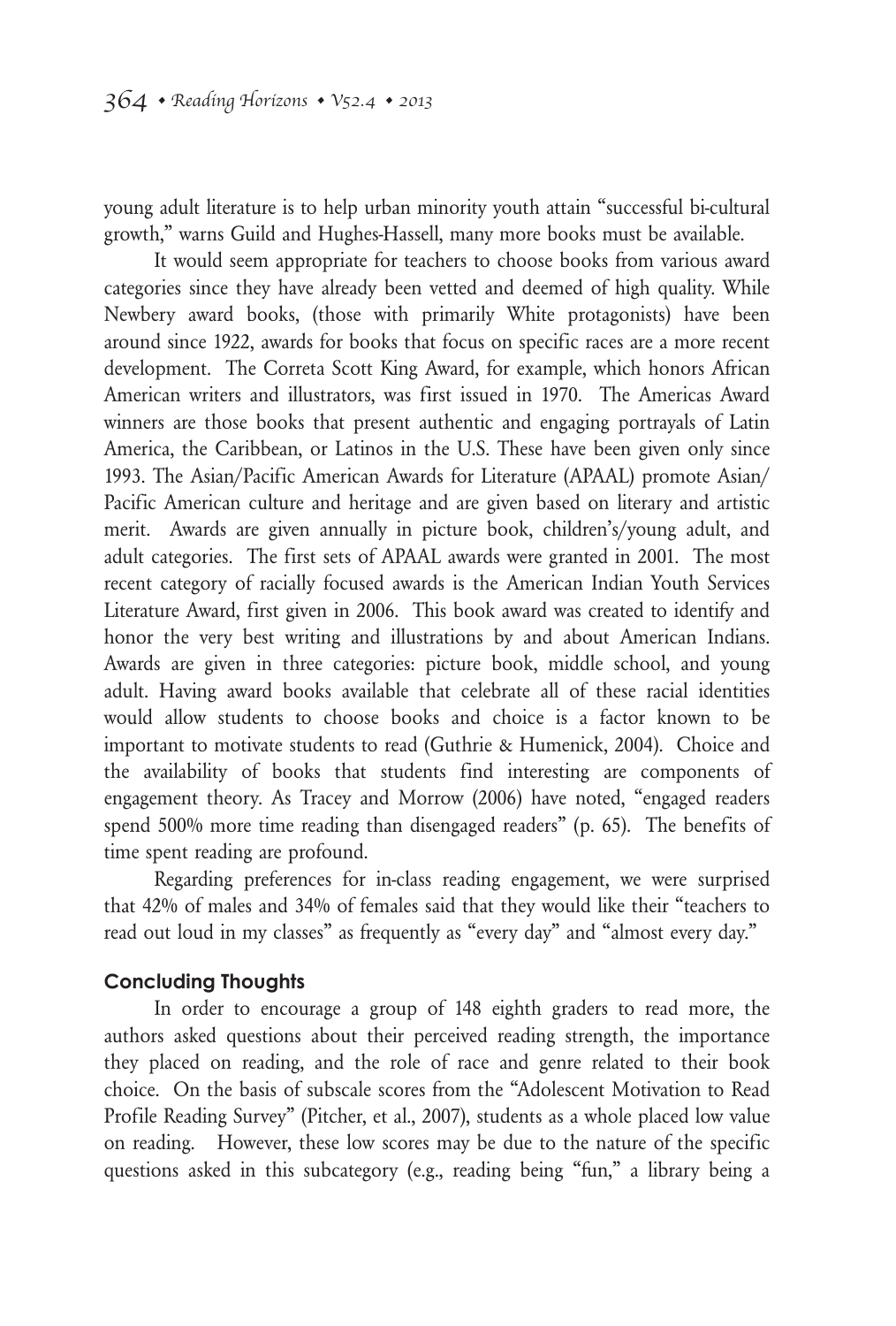young adult literature is to help urban minority youth attain "successful bi-cultural growth," warns Guild and Hughes-Hassell, many more books must be available.

It would seem appropriate for teachers to choose books from various award categories since they have already been vetted and deemed of high quality. While Newbery award books, (those with primarily White protagonists) have been around since 1922, awards for books that focus on specific races are a more recent development. The Correta Scott King Award, for example, which honors African American writers and illustrators, was first issued in 1970. The Americas Award winners are those books that present authentic and engaging portrayals of Latin America, the Caribbean, or Latinos in the U.S. These have been given only since 1993. The Asian/Pacific American Awards for Literature (APAAL) promote Asian/Pacific American culture and heritage and are given based on literary and artistic merit. Awards are given annually in picture book, children's/young adult, and adult categories. The first sets of APAAL awards were granted in 2001. The most recent category of racially focused awards is the American Indian Youth Services Literature Award, first given in 2006. This book award was created to identify and honor the very best writing and illustrations by and about American Indians. Awards are given in three categories: picture book, middle school, and young adult. Having award books available that celebrate all of these racial identities would allow students to choose books and choice is a factor known to be important to motivate students to read (Guthrie & Humenick, 2004). Choice and the availability of books that students find interesting are components of engagement theory. As Tracey and Morrow (2006) have noted, "engaged readers spend 500% more time reading than disengaged readers" (p. 65). The benefits of time spent reading are profound.

Regarding preferences for in-class reading engagement, we were surprised that 42% of males and 34% of females said that they would like their "teachers to read out loud in my classes" as frequently as "every day" and "almost every day."

### Concluding Thoughts

In order to encourage a group of 148 eighth graders to read more, the authors asked questions about their perceived reading strength, the importance they placed on reading, and the role of race and genre related to their book choice. On the basis of subscale scores from the "Adolescent Motivation to Read Profile Reading Survey" (Pitcher, et al., 2007), students as a whole placed low value on reading. However, these low scores may be due to the nature of the specific questions asked in this subcategory (e.g., reading being "fun," a library being a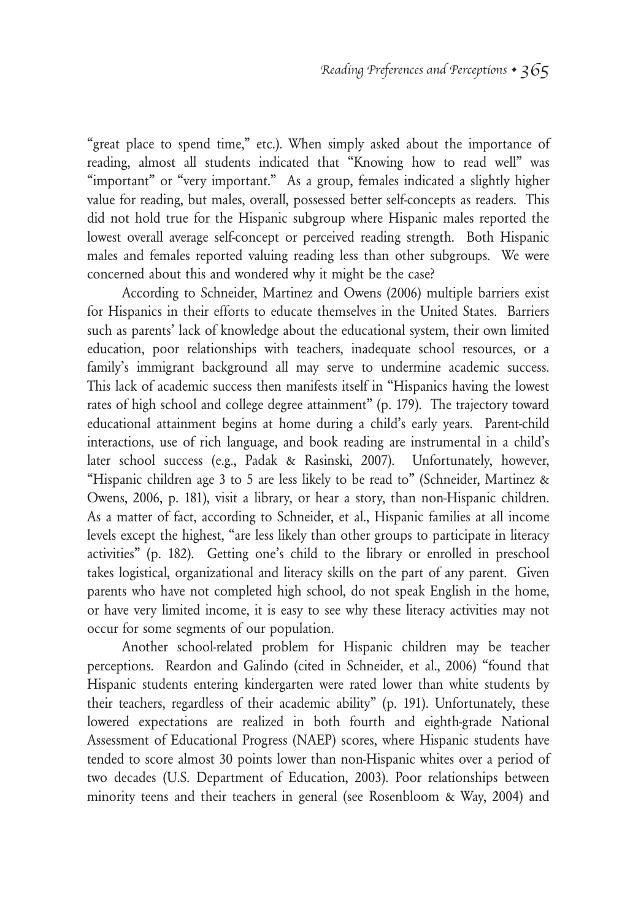"great place to spend time," etc.). When simply asked about the importance of reading, almost all students indicated that "Knowing how to read well" was "important" or "very important." As a group, females indicated a slightly higher value for reading, but males, overall, possessed better self-concepts as readers. This did not hold true for the Hispanic subgroup where Hispanic males reported the lowest overall average self-concept or perceived reading strength. Both Hispanic males and females reported valuing reading less than other subgroups. We were concerned about this and wondered why it might be the case?

According to Schneider, Martinez and Owens (2006) multiple barriers exist for Hispanics in their efforts to educate themselves in the United States. Barriers such as parents' lack of knowledge about the educational system, their own limited education, poor relationships with teachers, inadequate school resources, or a family's immigrant background all may serve to undermine academic success. This lack of academic success then manifests itself in "Hispanics having the lowest rates of high school and college degree attainment" (p. 179). The trajectory toward educational attainment begins at home during a child's early years. Parent-child interactions, use of rich language, and book reading are instrumental in a child's later school success (e.g., Padak & Rasinski, 2007). Unfortunately, however, "Hispanic children age 3 to 5 are less likely to be read to" (Schneider, Martinez & Owens, 2006, p. 181), visit a library, or hear a story, than non-Hispanic children. As a matter of fact, according to Schneider, et al., Hispanic families at all income levels except the highest, "are less likely than other groups to participate in literacy activities" (p. 182). Getting one's child to the library or enrolled in preschool takes logistical, organizational and literacy skills on the part of any parent. Given parents who have not completed high school, do not speak English in the home, or have very limited income, it is easy to see why these literacy activities may not occur for some segments of our population.

Another school-related problem for Hispanic children may be teacher perceptions. Reardon and Galindo (cited in Schneider, et al., 2006) "found that Hispanic students entering kindergarten were rated lower than white students by their teachers, regardless of their academic ability" (p. 191). Unfortunately, these lowered expectations are realized in both fourth and eighth-grade National Assessment of Educational Progress (NAEP) scores, where Hispanic students have tended to score almost 30 points lower than non-Hispanic whites over a period of two decades (U.S. Department of Education, 2003). Poor relationships between minority teens and their teachers in general (see Rosenbloom & Way, 2004) and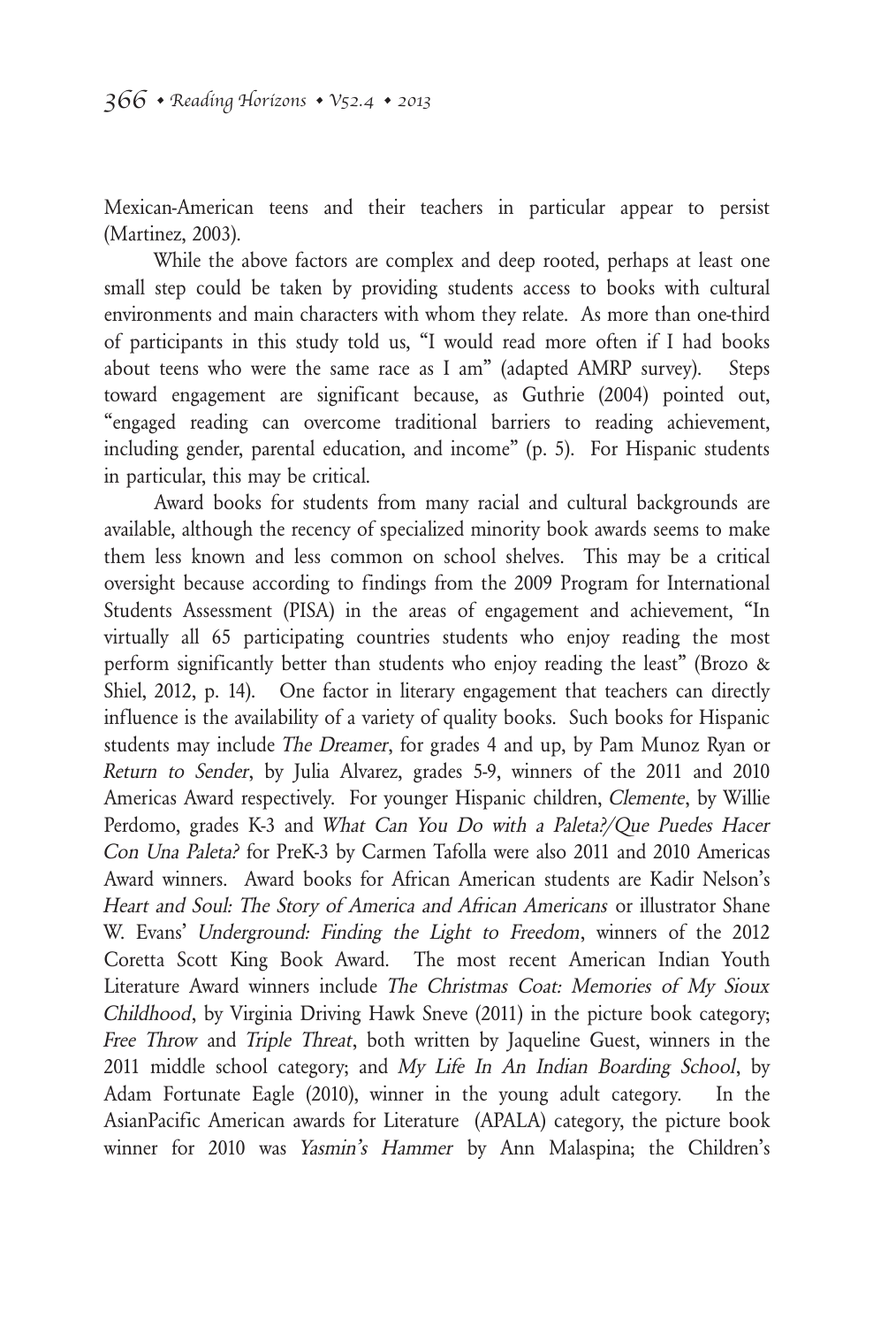Mexican-American teens and their teachers in particular appear to persist (Martinez, 2003).

While the above factors are complex and deep rooted, perhaps at least one small step could be taken by providing students access to books with cultural environments and main characters with whom they relate. As more than one-third of participants in this study told us, "I would read more often if I had books about teens who were the same race as I am" (adapted AMRP survey). Steps toward engagement are significant because, as Guthrie (2004) pointed out, "engaged reading can overcome traditional barriers to reading achievement, including gender, parental education, and income" (p. 5). For Hispanic students in particular, this may be critical.

Award books for students from many racial and cultural backgrounds are available, although the recency of specialized minority book awards seems to make them less known and less common on school shelves. This may be a critical oversight because according to findings from the 2009 Program for International Students Assessment (PISA) in the areas of engagement and achievement, "In virtually all 65 participating countries students who enjoy reading the most perform significantly better than students who enjoy reading the least" (Brozo & Shiel, 2012, p. 14). One factor in literary engagement that teachers can directly influence is the availability of a variety of quality books. Such books for Hispanic students may include *The Dreamer*, for grades 4 and up, by Pam Munoz Ryan or *Return to Sender*, by Julia Alvarez, grades 5-9, winners of the 2011 and 2010 Americas Award respectively. For younger Hispanic children, *Clemente*, by Willie Perdomo, grades K-3 and *What Can You Do with a Paleta?/Que Puedes Hacer Con Una Paleta?* for PreK-3 by Carmen Tafolla were also 2011 and 2010 Americas Award winners. Award books for African American students are Kadir Nelson's *Heart and Soul: The Story of America and African Americans* or illustrator Shane W. Evans' *Underground: Finding the Light to Freedom*, winners of the 2012 Coretta Scott King Book Award. The most recent American Indian Youth Literature Award winners include *The Christmas Coat: Memories of My Sioux Childhood*, by Virginia Driving Hawk Sneve (2011) in the picture book category; *Free Throw* and *Triple Threat*, both written by Jaqueline Guest, winners in the 2011 middle school category; and *My Life In An Indian Boarding School*, by Adam Fortunate Eagle (2010), winner in the young adult category. In the AsianPacific American awards for Literature (APALA) category, the picture book winner for 2010 was *Yasmin's Hammer* by Ann Malaspina; the Children's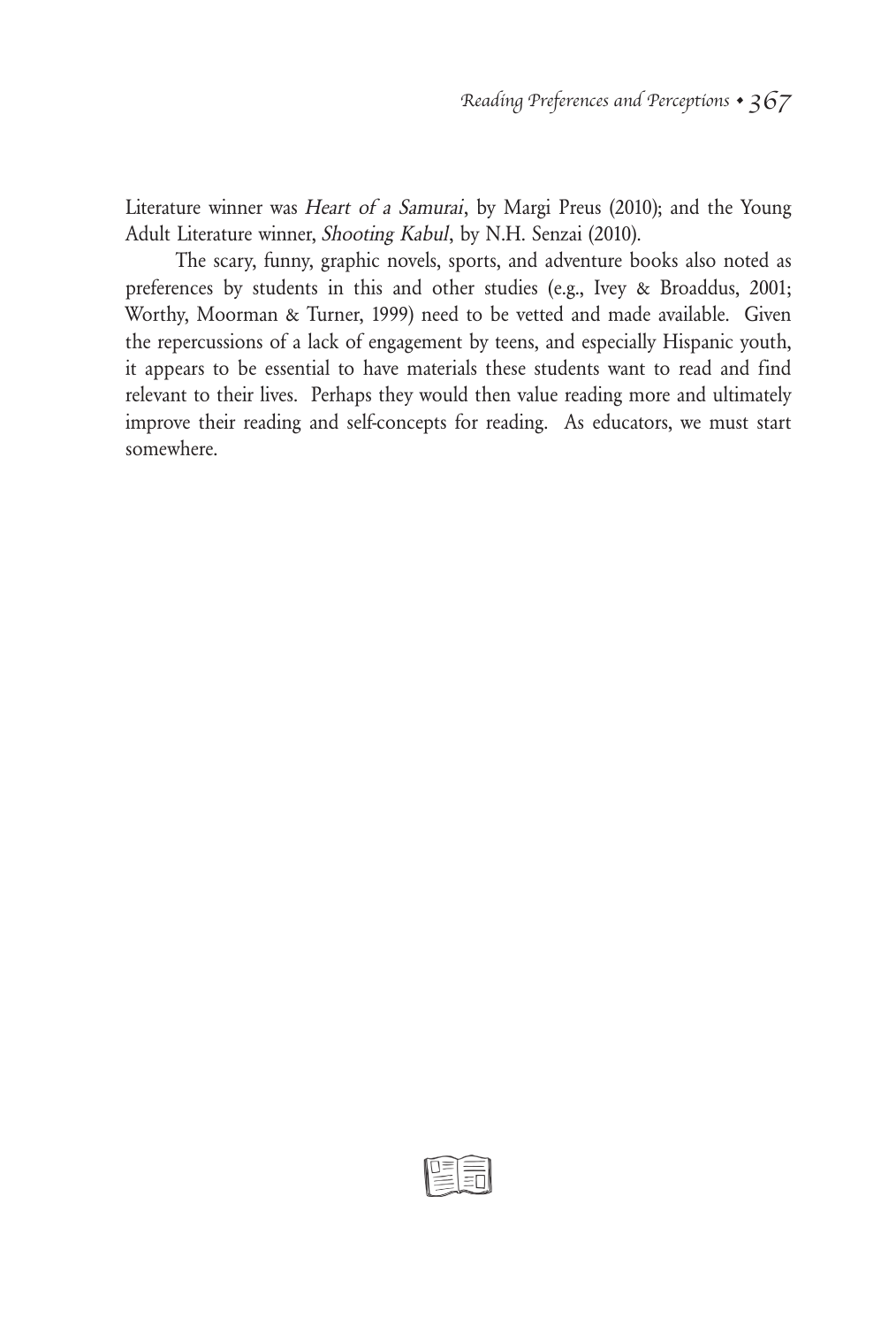Literature winner was *Heart of a Samurai*, by Margi Preus (2010); and the Young Adult Literature winner, *Shooting Kabul*, by N.H. Senzai (2010).

The scary, funny, graphic novels, sports, and adventure books also noted as preferences by students in this and other studies (e.g., Ivey & Broaddus, 2001; Worthy, Moorman & Turner, 1999) need to be vetted and made available. Given the repercussions of a lack of engagement by teens, and especially Hispanic youth, it appears to be essential to have materials these students want to read and find relevant to their lives. Perhaps they would then value reading more and ultimately improve their reading and self-concepts for reading. As educators, we must start somewhere.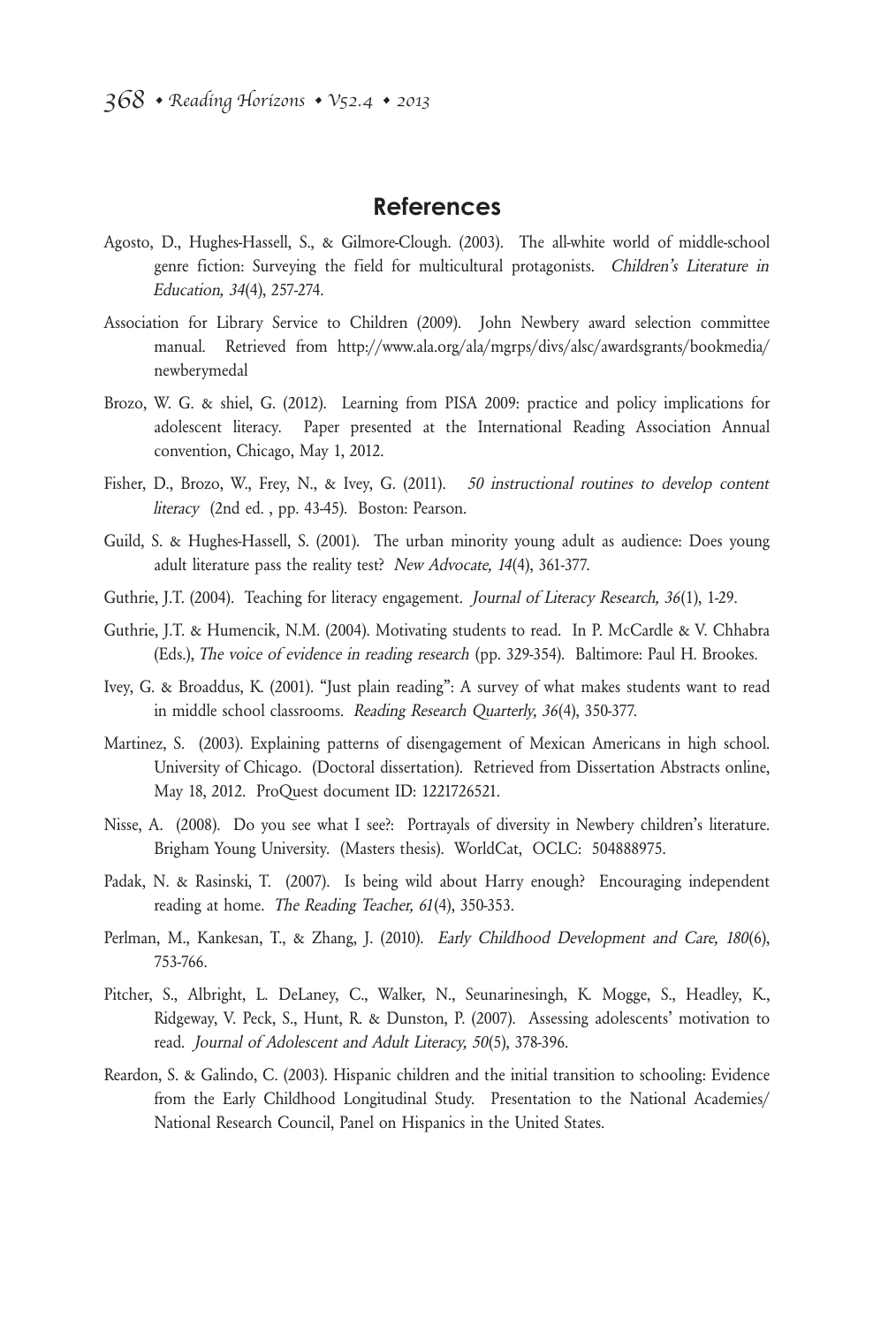## References

Agosto, D., Hughes-Hassell, S., & Gilmore-Clough. (2003). The all-white world of middle-school genre fiction: Surveying the field for multicultural protagonists. *Children's Literature in Education, 34*(4), 257-274.

Association for Library Service to Children (2009). John Newbery award selection committee manual. Retrieved from http://www.ala.org/ala/mgrps/divs/alsc/awardsgrants/bookmedia/newberymedal

Brozo, W. G. & shiel, G. (2012). Learning from PISA 2009: practice and policy implications for adolescent literacy. Paper presented at the International Reading Association Annual convention, Chicago, May 1, 2012.

Fisher, D., Brozo, W., Frey, N., & Ivey, G. (2011). *50 instructional routines to develop content literacy* (2nd ed. , pp. 43-45). Boston: Pearson.

Guild, S. & Hughes-Hassell, S. (2001). The urban minority young adult as audience: Does young adult literature pass the reality test? *New Advocate, 14*(4), 361-377.

Guthrie, J.T. (2004). Teaching for literacy engagement. *Journal of Literacy Research, 36*(1), 1-29.

Guthrie, J.T. & Humencik, N.M. (2004). Motivating students to read. In P. McCardle & V. Chhabra (Eds.), *The voice of evidence in reading research* (pp. 329-354). Baltimore: Paul H. Brookes.

Ivey, G. & Broaddus, K. (2001). "Just plain reading": A survey of what makes students want to read in middle school classrooms. *Reading Research Quarterly, 36*(4), 350-377.

Martinez, S. (2003). Explaining patterns of disengagement of Mexican Americans in high school. University of Chicago. (Doctoral dissertation). Retrieved from Dissertation Abstracts online, May 18, 2012. ProQuest document ID: 1221726521.

Nisse, A. (2008). Do you see what I see?: Portrayals of diversity in Newbery children's literature. Brigham Young University. (Masters thesis). WorldCat, OCLC: 504888975.

Padak, N. & Rasinski, T. (2007). Is being wild about Harry enough? Encouraging independent reading at home. *The Reading Teacher, 61*(4), 350-353.

Perlman, M., Kankesan, T., & Zhang, J. (2010). *Early Childhood Development and Care, 180*(6), 753-766.

Pitcher, S., Albright, L. DeLaney, C., Walker, N., Seunarinesingh, K. Mogge, S., Headley, K., Ridgeway, V. Peck, S., Hunt, R. & Dunston, P. (2007). Assessing adolescents' motivation to read. *Journal of Adolescent and Adult Literacy, 50*(5), 378-396.

Reardon, S. & Galindo, C. (2003). Hispanic children and the initial transition to schooling: Evidence from the Early Childhood Longitudinal Study. Presentation to the National Academies/ National Research Council, Panel on Hispanics in the United States.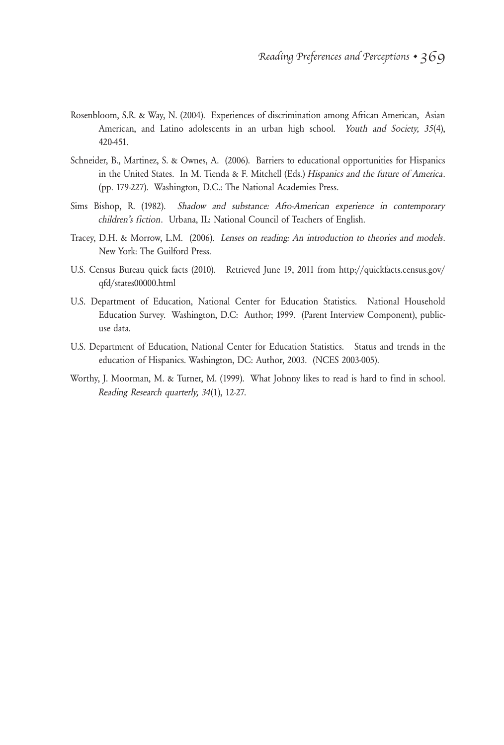Rosenbloom, S.R. & Way, N. (2004). Experiences of discrimination among African American, Asian American, and Latino adolescents in an urban high school. *Youth and Society, 35*(4), 420-451.

Schneider, B., Martinez, S. & Ownes, A. (2006). Barriers to educational opportunities for Hispanics in the United States. In M. Tienda & F. Mitchell (Eds.) *Hispanics and the future of America*. (pp. 179-227). Washington, D.C.: The National Academies Press.

Sims Bishop, R. (1982). *Shadow and substance: Afro-American experience in contemporary children's fiction*. Urbana, IL: National Council of Teachers of English.

Tracey, D.H. & Morrow, L.M. (2006). *Lenses on reading: An introduction to theories and models*. New York: The Guilford Press.

U.S. Census Bureau quick facts (2010). Retrieved June 19, 2011 from http://quickfacts.census.gov/qfd/states00000.html

U.S. Department of Education, National Center for Education Statistics. National Household Education Survey. Washington, D.C: Author; 1999. (Parent Interview Component), public-use data.

U.S. Department of Education, National Center for Education Statistics. Status and trends in the education of Hispanics. Washington, DC: Author, 2003. (NCES 2003-005).

Worthy, J. Moorman, M. & Turner, M. (1999). What Johnny likes to read is hard to find in school. *Reading Research quarterly, 34*(1), 12-27.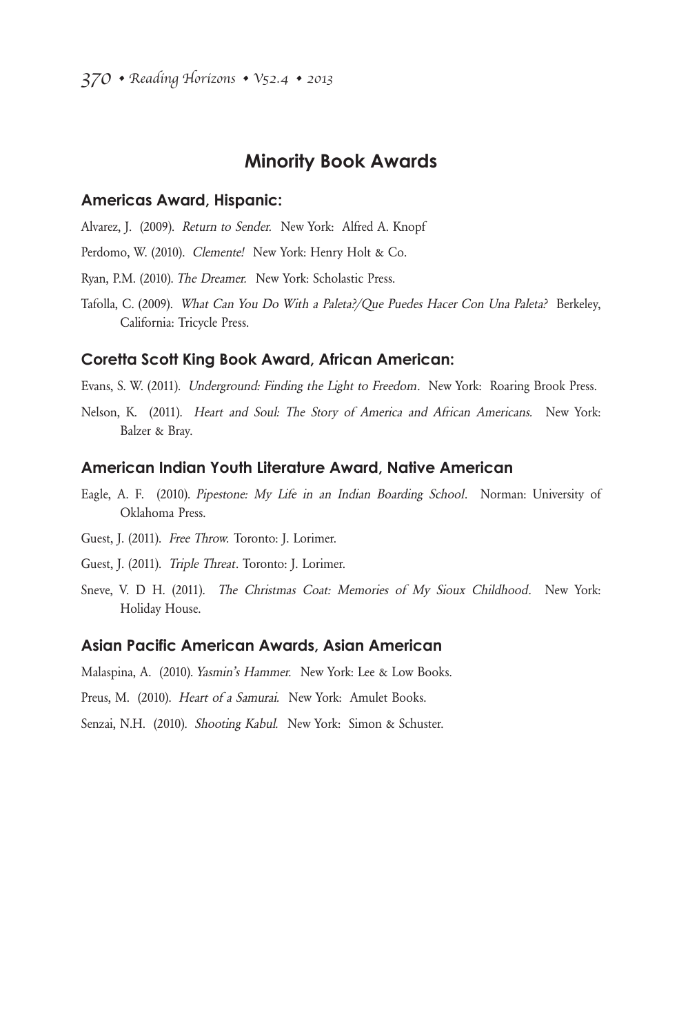## Minority Book Awards

### Americas Award, Hispanic:

Alvarez, J. (2009). *Return to Sender.* New York: Alfred A. Knopf

Perdomo, W. (2010). *Clemente!* New York: Henry Holt & Co.

Ryan, P.M. (2010). *The Dreamer.* New York: Scholastic Press.

Tafolla, C. (2009). *What Can You Do With a Paleta?/Que Puedes Hacer Con Una Paleta?* Berkeley, California: Tricycle Press.

### Coretta Scott King Book Award, African American:

Evans, S. W. (2011). *Underground: Finding the Light to Freedom*. New York: Roaring Brook Press.

Nelson, K. (2011). *Heart and Soul: The Story of America and African Americans.* New York: Balzer & Bray.

### American Indian Youth Literature Award, Native American

Eagle, A. F. (2010). *Pipestone: My Life in an Indian Boarding School*. Norman: University of Oklahoma Press.

Guest, J. (2011). *Free Throw.* Toronto: J. Lorimer.

Guest, J. (2011). *Triple Threat*. Toronto: J. Lorimer.

Sneve, V. D H. (2011). *The Christmas Coat: Memories of My Sioux Childhood*. New York: Holiday House.

### Asian Pacific American Awards, Asian American

Malaspina, A. (2010). *Yasmin's Hammer.* New York: Lee & Low Books.

Preus, M. (2010). *Heart of a Samurai.* New York: Amulet Books.

Senzai, N.H. (2010). *Shooting Kabul.* New York: Simon & Schuster.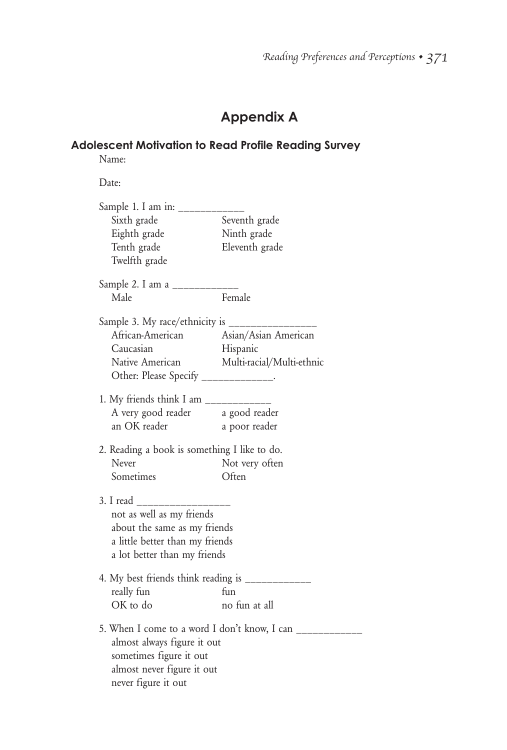# Appendix A

## Adolescent Motivation to Read Profile Reading Survey

Name:

Date:

Sample 1. I am in: ____________

- Sixth grade
- Seventh grade
- Eighth grade
- Ninth grade
- Tenth grade
- Eleventh grade
- Twelfth grade

Sample 2. I am a ____________

- Male
- Female

Sample 3. My race/ethnicity is ________________

- African-American
- Asian/Asian American
- Caucasian
- Hispanic
- Native American
- Multi-racial/Multi-ethnic
- Other: Please Specify _____________.

1. My friends think I am ____________
   - A very good reader
   - a good reader
   - an OK reader
   - a poor reader

2. Reading a book is something I like to do.
   - Never
   - Not very often
   - Sometimes
   - Often

3. I read _________________
   - not as well as my friends
   - about the same as my friends
   - a little better than my friends
   - a lot better than my friends

4. My best friends think reading is ____________
   - really fun
   - fun
   - OK to do
   - no fun at all

5. When I come to a word I don't know, I can ____________
   - almost always figure it out
   - sometimes figure it out
   - almost never figure it out
   - never figure it out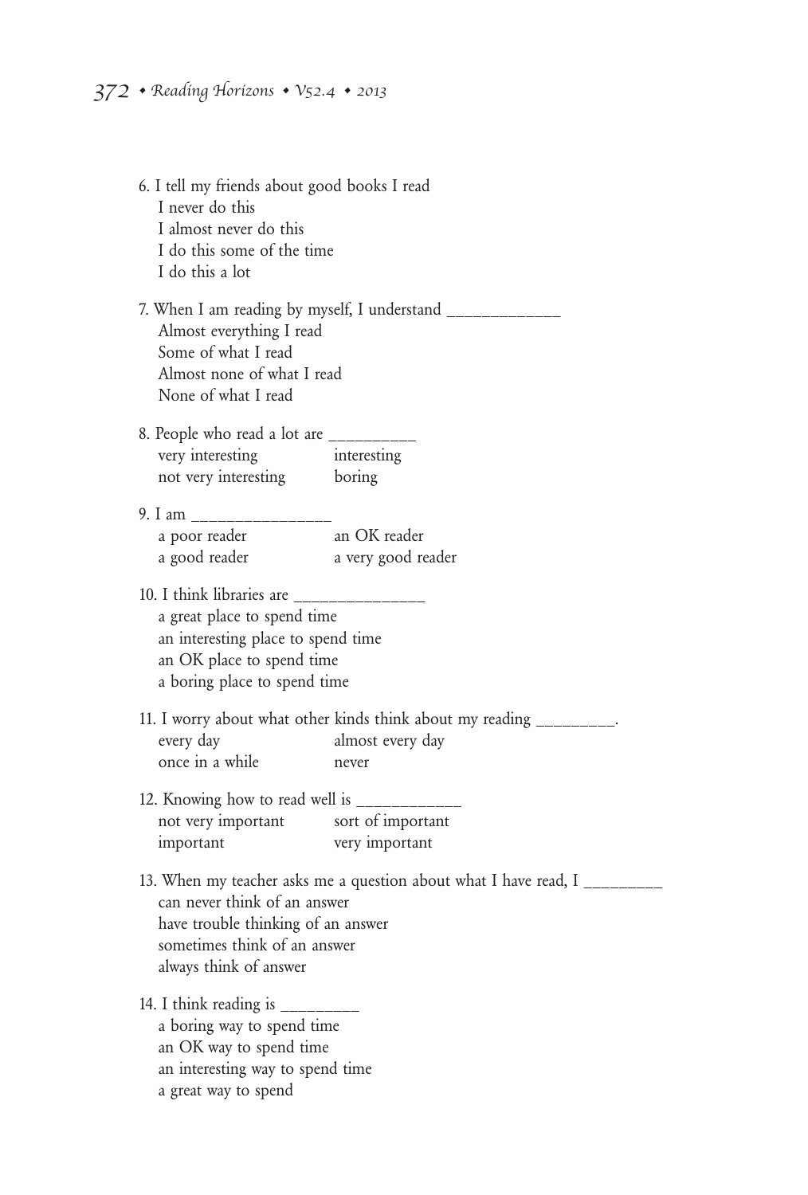6. I tell my friends about good books I read
   I never do this
   I almost never do this
   I do this some of the time
   I do this a lot

7. When I am reading by myself, I understand _____________
   Almost everything I read
   Some of what I read
   Almost none of what I read
   None of what I read

8. People who read a lot are __________
   very interesting        interesting
   not very interesting        boring

9. I am ________________
   a poor reader        an OK reader
   a good reader        a very good reader

10. I think libraries are _______________
   a great place to spend time
   an interesting place to spend time
   an OK place to spend time
   a boring place to spend time

11. I worry about what other kinds think about my reading _________.
   every day        almost every day
   once in a while        never

12. Knowing how to read well is ____________
   not very important        sort of important
   important        very important

13. When my teacher asks me a question about what I have read, I _________
   can never think of an answer
   have trouble thinking of an answer
   sometimes think of an answer
   always think of answer

14. I think reading is _________
   a boring way to spend time
   an OK way to spend time
   an interesting way to spend time
   a great way to spend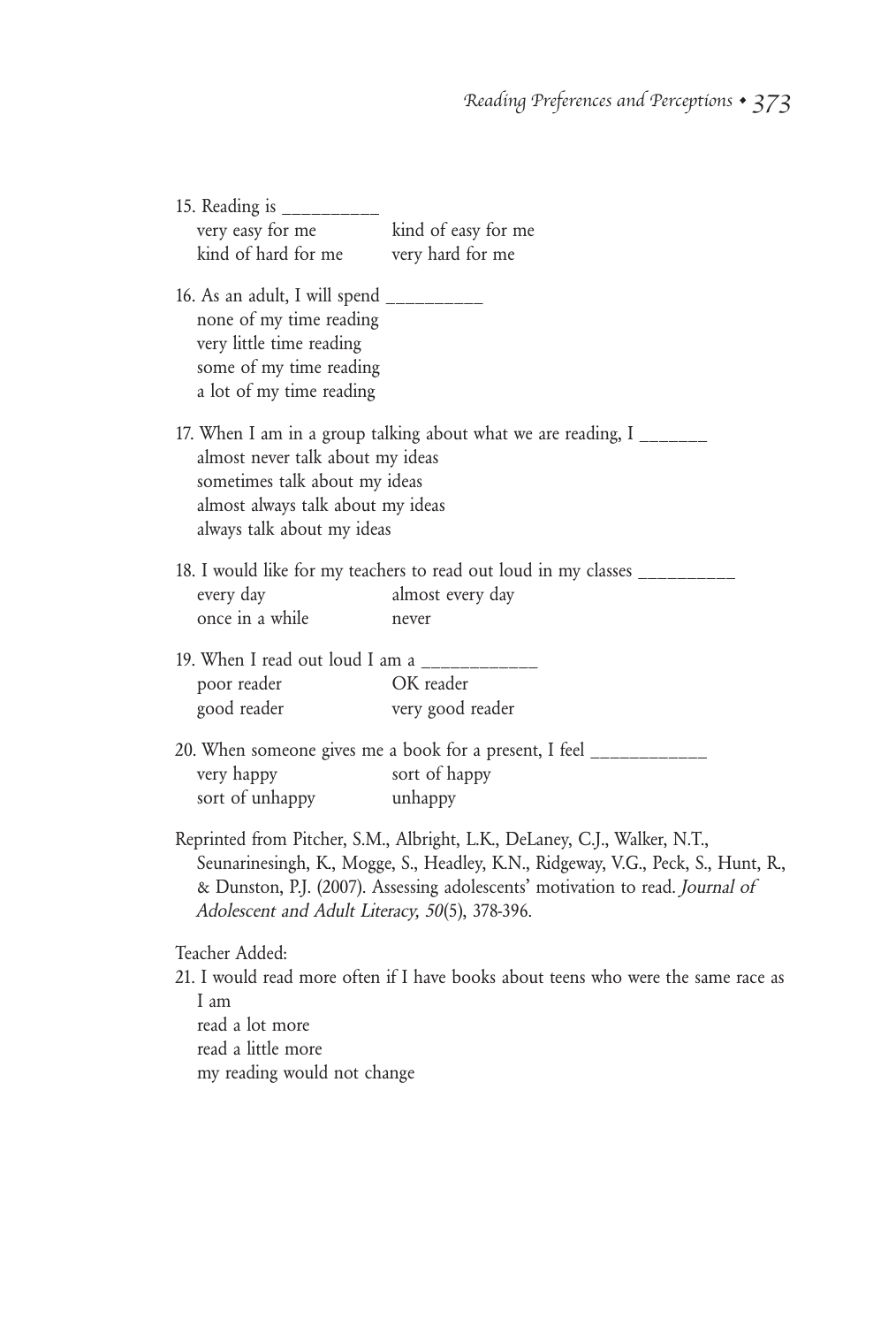15. Reading is __________
    - very easy for me
    - kind of easy for me
    - kind of hard for me
    - very hard for me

16. As an adult, I will spend __________
    - none of my time reading
    - very little time reading
    - some of my time reading
    - a lot of my time reading

17. When I am in a group talking about what we are reading, I _______
    - almost never talk about my ideas
    - sometimes talk about my ideas
    - almost always talk about my ideas
    - always talk about my ideas

18. I would like for my teachers to read out loud in my classes __________
    - every day
    - almost every day
    - once in a while
    - never

19. When I read out loud I am a ____________
    - poor reader
    - OK reader
    - good reader
    - very good reader

20. When someone gives me a book for a present, I feel ____________
    - very happy
    - sort of happy
    - sort of unhappy
    - unhappy

Reprinted from Pitcher, S.M., Albright, L.K., DeLaney, C.J., Walker, N.T., Seunarinesingh, K., Mogge, S., Headley, K.N., Ridgeway, V.G., Peck, S., Hunt, R., & Dunston, P.J. (2007). Assessing adolescents' motivation to read. *Journal of Adolescent and Adult Literacy, 50*(5), 378-396.

Teacher Added:

21. I would read more often if I have books about teens who were the same race as I am
    - read a lot more
    - read a little more
    - my reading would not change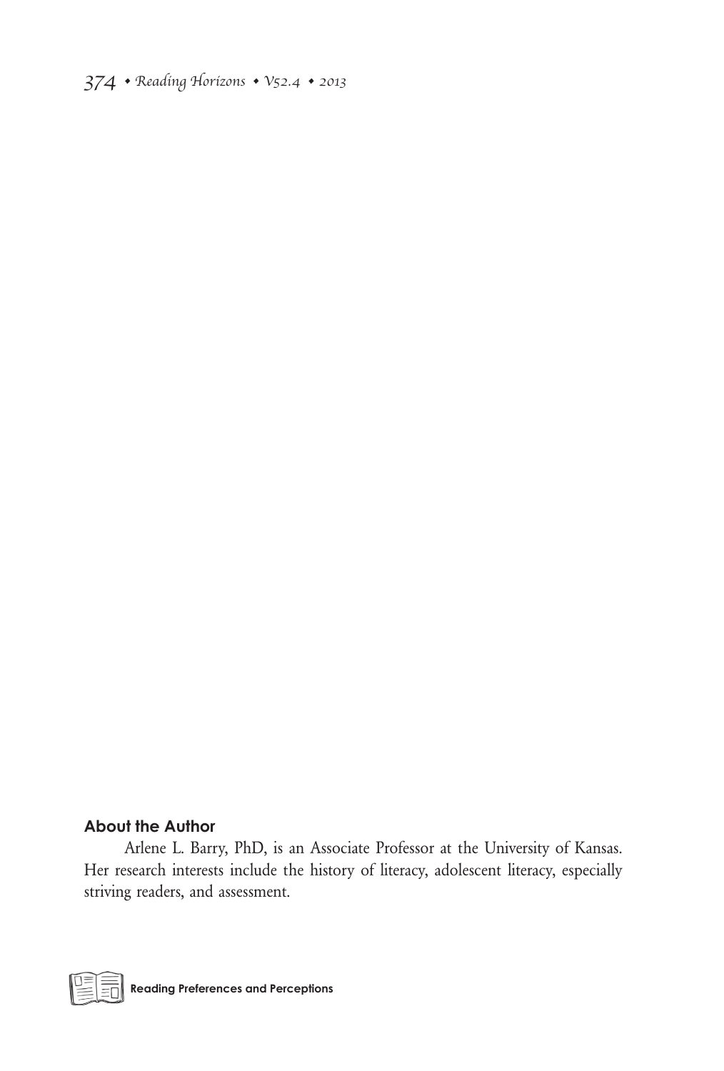### About the Author

Arlene L. Barry, PhD, is an Associate Professor at the University of Kansas. Her research interests include the history of literacy, adolescent literacy, especially striving readers, and assessment.